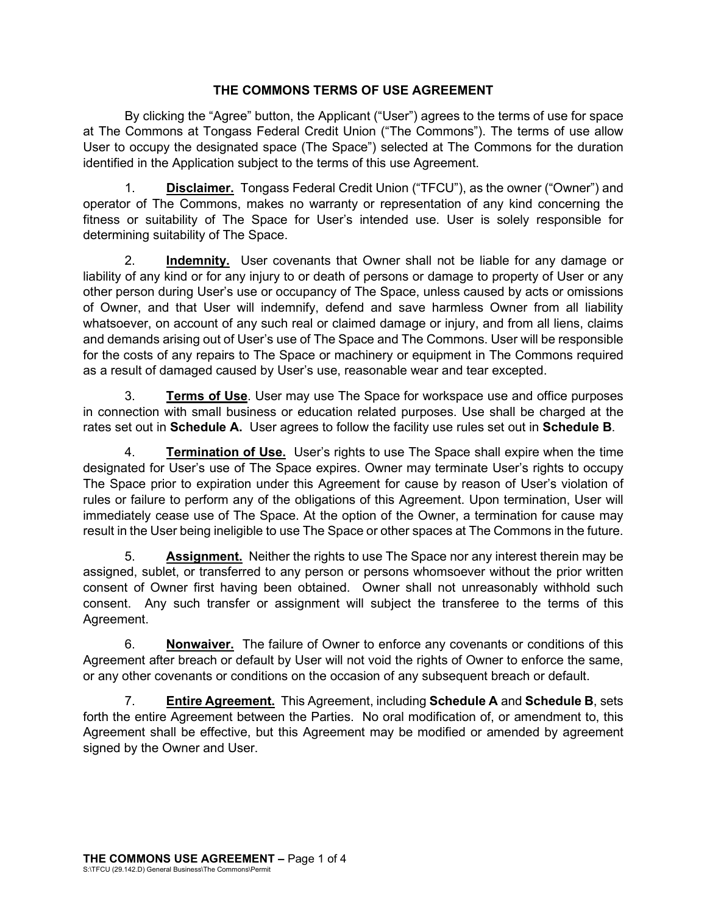# THE COMMONS TERMS OF USE AGREEMENT

By clicking the "Agree" button, the Applicant ("User") agrees to the terms of use for space at The Commons at Tongass Federal Credit Union ("The Commons"). The terms of use allow User to occupy the designated space (The Space") selected at The Commons for the duration identified in the Application subject to the terms of this use Agreement.

1. **Disclaimer.** Tongass Federal Credit Union ("TFCU"), as the owner ("Owner") and operator of The Commons, makes no warranty or representation of any kind concerning the fitness or suitability of The Space for User's intended use. User is solely responsible for determining suitability of The Space.

2. **Indemnity.** User covenants that Owner shall not be liable for any damage or liability of any kind or for any injury to or death of persons or damage to property of User or any other person during User's use or occupancy of The Space, unless caused by acts or omissions of Owner, and that User will indemnify, defend and save harmless Owner from all liability whatsoever, on account of any such real or claimed damage or injury, and from all liens, claims and demands arising out of User's use of The Space and The Commons. User will be responsible for the costs of any repairs to The Space or machinery or equipment in The Commons required as a result of damaged caused by User's use, reasonable wear and tear excepted.

3. **Terms of Use**. User may use The Space for workspace use and office purposes in connection with small business or education related purposes. Use shall be charged at the rates set out in **Schedule A.** User agrees to follow the facility use rules set out in **Schedule B**.

4. **Termination of Use.** User's rights to use The Space shall expire when the time designated for User's use of The Space expires. Owner may terminate User's rights to occupy The Space prior to expiration under this Agreement for cause by reason of User's violation of rules or failure to perform any of the obligations of this Agreement. Upon termination, User will immediately cease use of The Space. At the option of the Owner, a termination for cause may result in the User being ineligible to use The Space or other spaces at The Commons in the future.

5. **Assignment.** Neither the rights to use The Space nor any interest therein may be assigned, sublet, or transferred to any person or persons whomsoever without the prior written consent of Owner first having been obtained. Owner shall not unreasonably withhold such consent. Any such transfer or assignment will subject the transferee to the terms of this Agreement.

6. **Nonwaiver.** The failure of Owner to enforce any covenants or conditions of this Agreement after breach or default by User will not void the rights of Owner to enforce the same, or any other covenants or conditions on the occasion of any subsequent breach or default.

7. **Entire Agreement.** This Agreement, including **Schedule A** and **Schedule B**, sets forth the entire Agreement between the Parties. No oral modification of, or amendment to, this Agreement shall be effective, but this Agreement may be modified or amended by agreement signed by the Owner and User.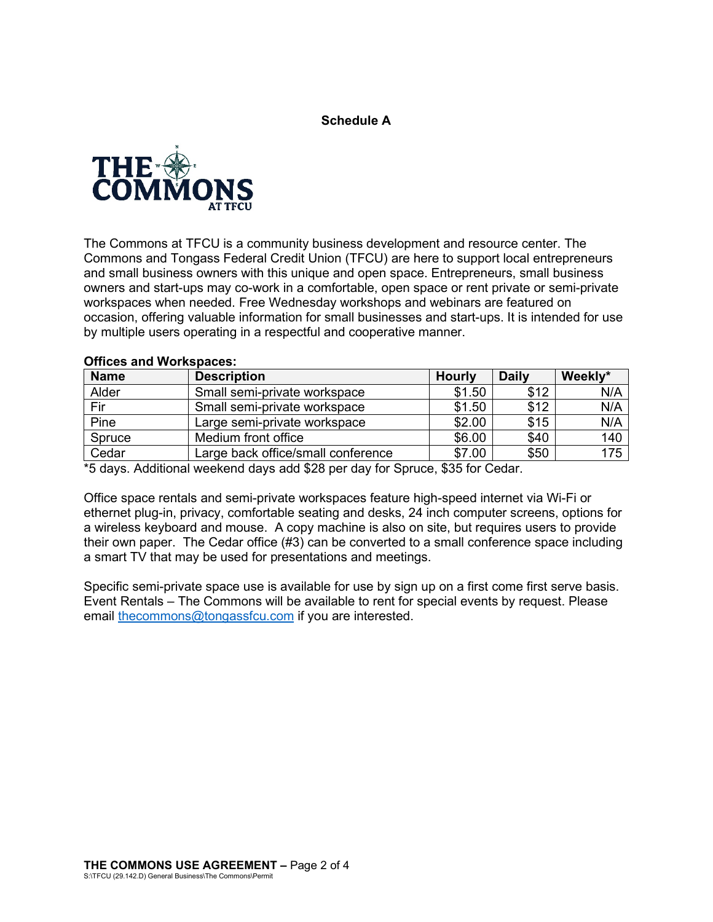**Schedule A**

THE COMMONS AT TFCU

The Commons at TFCU is a community business development and resource center. The Commons and Tongass Federal Credit Union (TFCU) are here to support local entrepreneurs and small business owners with this unique and open space. Entrepreneurs, small business owners and start-ups may co-work in a comfortable, open space or rent private or semi-private workspaces when needed. Free Wednesday workshops and webinars are featured on occasion, offering valuable information for small businesses and start-ups. It is intended for use by multiple users operating in a respectful and cooperative manner.

**Offices and Workspaces:**

| Name | Description | Hourly | Daily | Weekly* |
|---|---|---|---|---|
| Alder | Small semi-private workspace | $1.50 | $12 | N/A |
| Fir | Small semi-private workspace | $1.50 | $12 | N/A |
| Pine | Large semi-private workspace | $2.00 | $15 | N/A |
| Spruce | Medium front office | $6.00 | $40 | 140 |
| Cedar | Large back office/small conference | $7.00 | $50 | 175 |

*5 days. Additional weekend days add $28 per day for Spruce, $35 for Cedar.

Office space rentals and semi-private workspaces feature high-speed internet via Wi-Fi or ethernet plug-in, privacy, comfortable seating and desks, 24 inch computer screens, options for a wireless keyboard and mouse. A copy machine is also on site, but requires users to provide their own paper. The Cedar office (#3) can be converted to a small conference space including a smart TV that may be used for presentations and meetings.

Specific semi-private space use is available for use by sign up on a first come first serve basis. Event Rentals – The Commons will be available to rent for special events by request. Please email thecommons@tongassfcu.com if you are interested.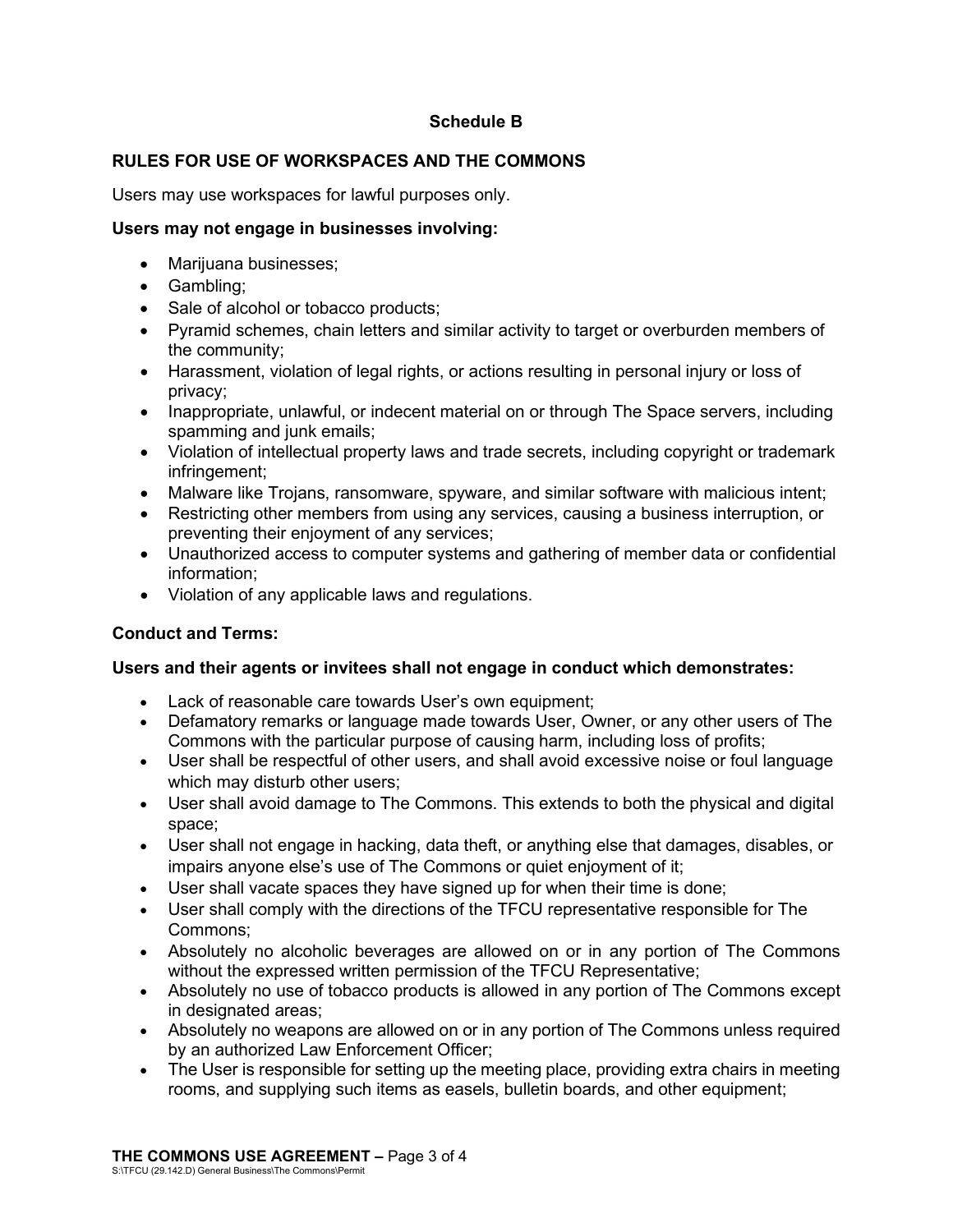## Schedule B

### RULES FOR USE OF WORKSPACES AND THE COMMONS

Users may use workspaces for lawful purposes only.

**Users may not engage in businesses involving:**

- Marijuana businesses;
- Gambling;
- Sale of alcohol or tobacco products;
- Pyramid schemes, chain letters and similar activity to target or overburden members of the community;
- Harassment, violation of legal rights, or actions resulting in personal injury or loss of privacy;
- Inappropriate, unlawful, or indecent material on or through The Space servers, including spamming and junk emails;
- Violation of intellectual property laws and trade secrets, including copyright or trademark infringement;
- Malware like Trojans, ransomware, spyware, and similar software with malicious intent;
- Restricting other members from using any services, causing a business interruption, or preventing their enjoyment of any services;
- Unauthorized access to computer systems and gathering of member data or confidential information;
- Violation of any applicable laws and regulations.

**Conduct and Terms:**

**Users and their agents or invitees shall not engage in conduct which demonstrates:**

- Lack of reasonable care towards User's own equipment;
- Defamatory remarks or language made towards User, Owner, or any other users of The Commons with the particular purpose of causing harm, including loss of profits;
- User shall be respectful of other users, and shall avoid excessive noise or foul language which may disturb other users;
- User shall avoid damage to The Commons. This extends to both the physical and digital space;
- User shall not engage in hacking, data theft, or anything else that damages, disables, or impairs anyone else's use of The Commons or quiet enjoyment of it;
- User shall vacate spaces they have signed up for when their time is done;
- User shall comply with the directions of the TFCU representative responsible for The Commons;
- Absolutely no alcoholic beverages are allowed on or in any portion of The Commons without the expressed written permission of the TFCU Representative;
- Absolutely no use of tobacco products is allowed in any portion of The Commons except in designated areas;
- Absolutely no weapons are allowed on or in any portion of The Commons unless required by an authorized Law Enforcement Officer;
- The User is responsible for setting up the meeting place, providing extra chairs in meeting rooms, and supplying such items as easels, bulletin boards, and other equipment;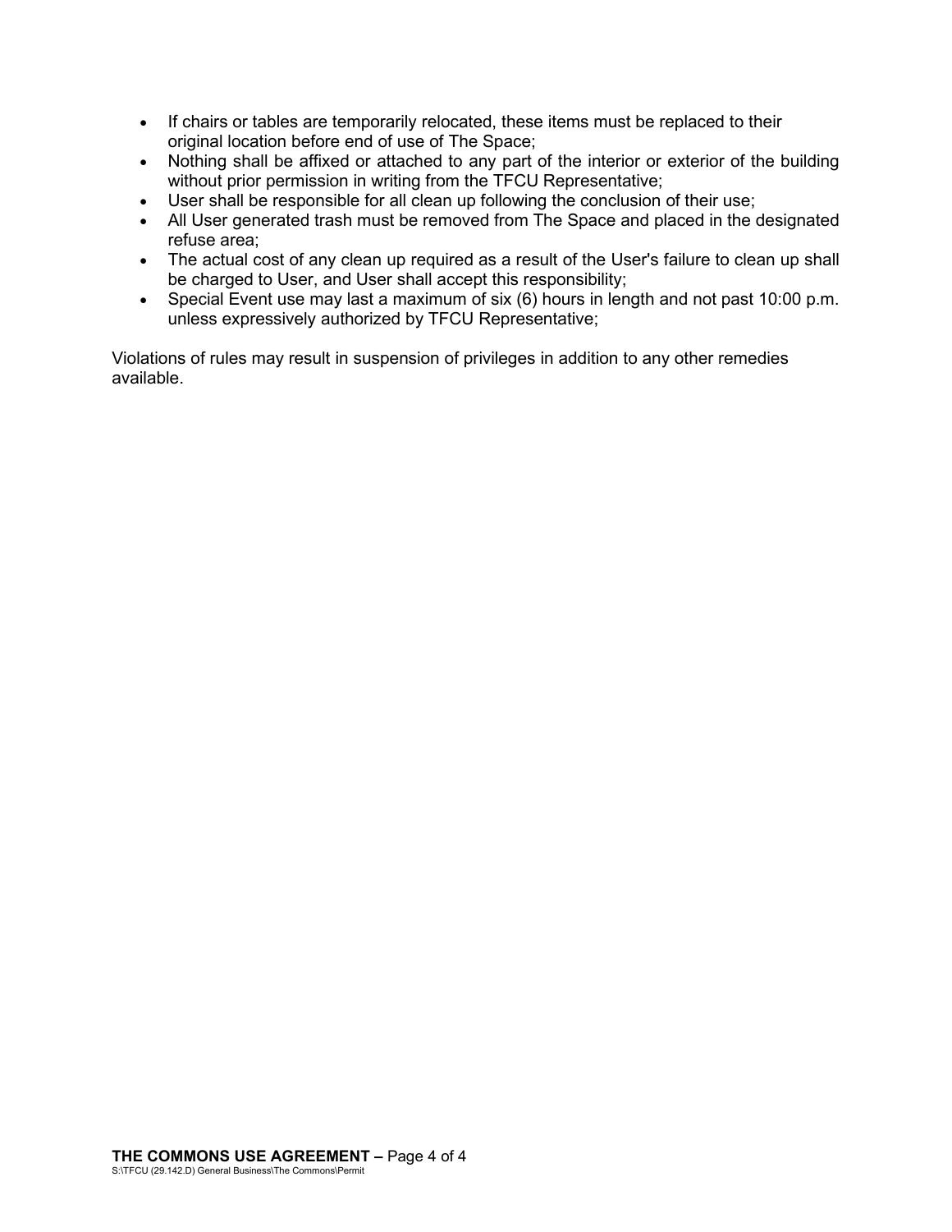- If chairs or tables are temporarily relocated, these items must be replaced to their original location before end of use of The Space;
- Nothing shall be affixed or attached to any part of the interior or exterior of the building without prior permission in writing from the TFCU Representative;
- User shall be responsible for all clean up following the conclusion of their use;
- All User generated trash must be removed from The Space and placed in the designated refuse area;
- The actual cost of any clean up required as a result of the User's failure to clean up shall be charged to User, and User shall accept this responsibility;
- Special Event use may last a maximum of six (6) hours in length and not past 10:00 p.m. unless expressively authorized by TFCU Representative;

Violations of rules may result in suspension of privileges in addition to any other remedies available.